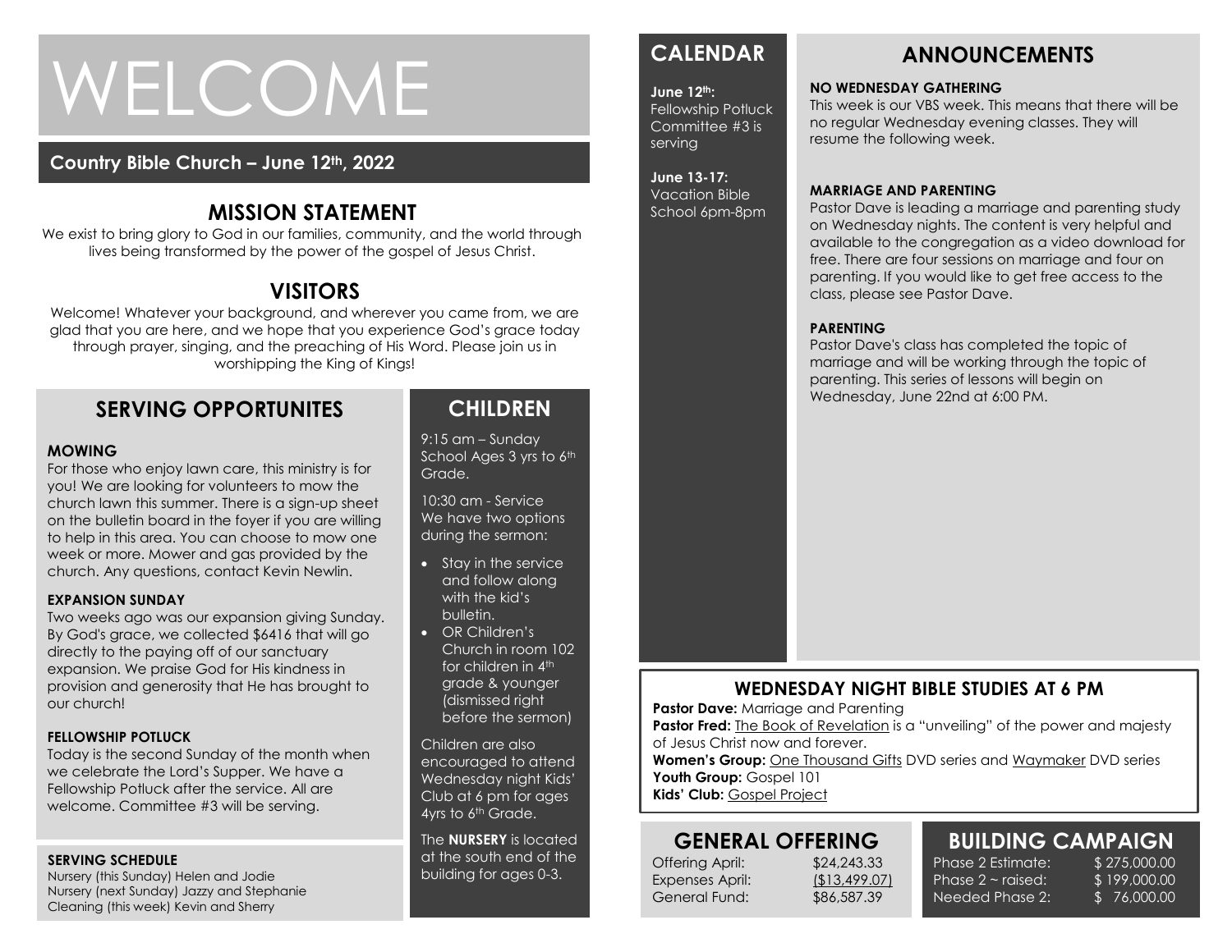# WELCOME

**Country Bible Church – June 12th, 2022**

## MISSION STATEMENT

We exist to bring glory to God in our families, community, and the world through lives being transformed by the power of the gospel of Jesus Christ.

## VISITORS

Welcome! Whatever your background, and wherever you came from, we are glad that you are here, and we hope that you experience God's grace today through prayer, singing, and the preaching of His Word. Please join us in worshipping the King of Kings!

## SERVING OPPORTUNITES

**MOWING**

For those who enjoy lawn care, this ministry is for you! We are looking for volunteers to mow the church lawn this summer. There is a sign-up sheet on the bulletin board in the foyer if you are willing to help in this area. You can choose to mow one week or more. Mower and gas provided by the church. Any questions, contact Kevin Newlin.

**EXPANSION SUNDAY**

Two weeks ago was our expansion giving Sunday. By God's grace, we collected $6416 that will go directly to the paying off of our sanctuary expansion. We praise God for His kindness in provision and generosity that He has brought to our church!

**FELLOWSHIP POTLUCK**

Today is the second Sunday of the month when we celebrate the Lord's Supper. We have a Fellowship Potluck after the service. All are welcome. Committee #3 will be serving.

**SERVING SCHEDULE**

Nursery (this Sunday) Helen and Jodie
Nursery (next Sunday) Jazzy and Stephanie
Cleaning (this week) Kevin and Sherry

## CHILDREN

9:15 am – Sunday School Ages 3 yrs to 6th Grade.

10:30 am - Service
We have two options during the sermon:

- Stay in the service and follow along with the kid's bulletin.
- OR Children's Church in room 102 for children in 4th grade & younger (dismissed right before the sermon)

Children are also encouraged to attend Wednesday night Kids' Club at 6 pm for ages 4yrs to 6th Grade.

The **NURSERY** is located at the south end of the building for ages 0-3.

## CALENDAR

**June 12th:**
Fellowship Potluck Committee #3 is serving

**June 13-17:**
Vacation Bible School 6pm-8pm

## ANNOUNCEMENTS

**NO WEDNESDAY GATHERING**

This week is our VBS week. This means that there will be no regular Wednesday evening classes. They will resume the following week.

**MARRIAGE AND PARENTING**

Pastor Dave is leading a marriage and parenting study on Wednesday nights. The content is very helpful and available to the congregation as a video download for free. There are four sessions on marriage and four on parenting. If you would like to get free access to the class, please see Pastor Dave.

**PARENTING**

Pastor Dave's class has completed the topic of marriage and will be working through the topic of parenting. This series of lessons will begin on Wednesday, June 22nd at 6:00 PM.

## WEDNESDAY NIGHT BIBLE STUDIES AT 6 PM

**Pastor Dave:** Marriage and Parenting
**Pastor Fred:** The Book of Revelation is a "unveiling" of the power and majesty of Jesus Christ now and forever.
**Women's Group:** One Thousand Gifts DVD series and Waymaker DVD series
**Youth Group:** Gospel 101
**Kids' Club:** Gospel Project

## GENERAL OFFERING

| | |
|---|---|
| Offering April: | $24,243.33 |
| Expenses April: | ($13,499.07) |
| General Fund: | $86,587.39 |

## BUILDING CAMPAIGN

| | |
|---|---|
| Phase 2 Estimate: | $ 275,000.00 |
| Phase 2 ~ raised: | $ 199,000.00 |
| Needed Phase 2: | $ 76,000.00 |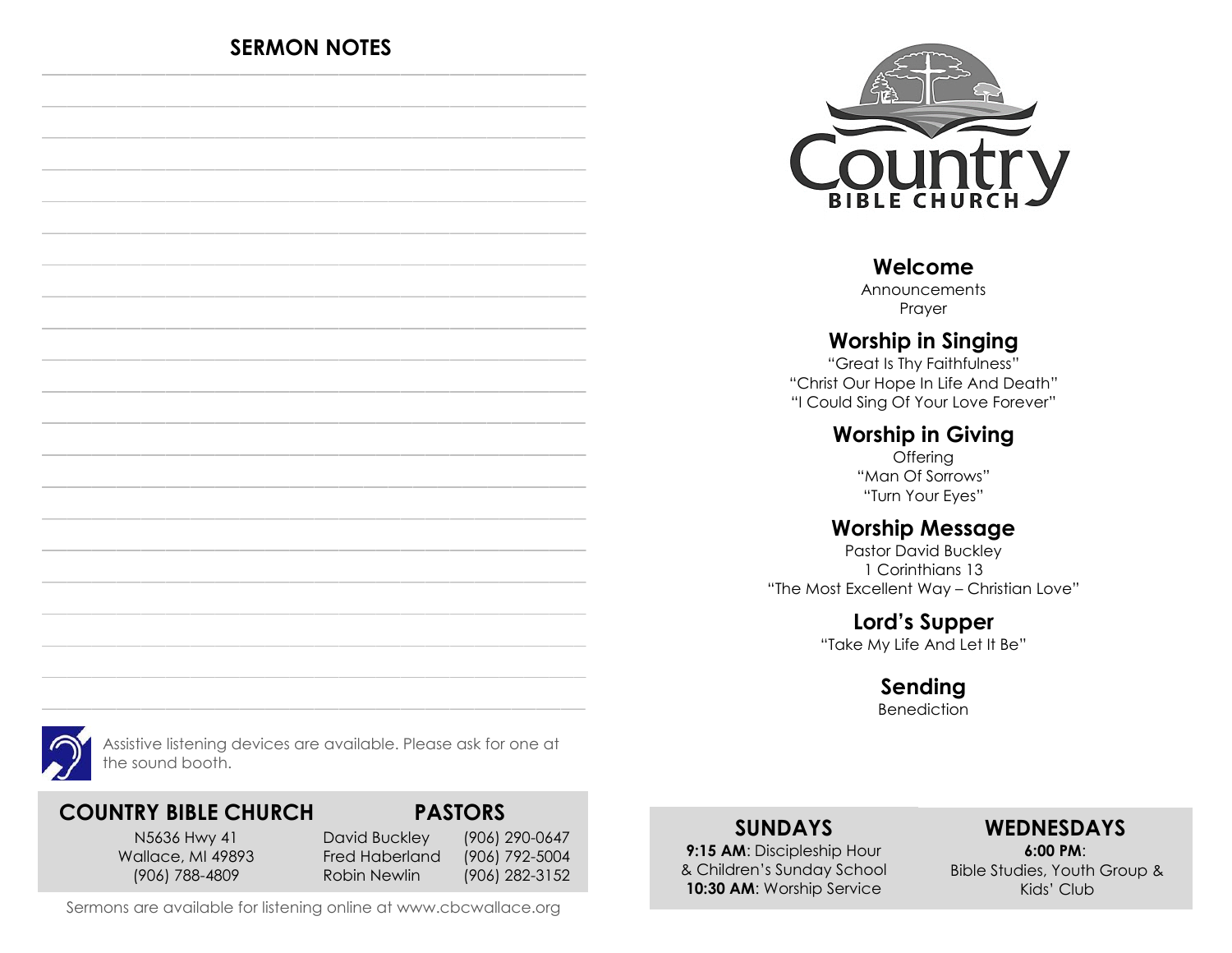## SERMON NOTES

Assistive listening devices are available. Please ask for one at the sound booth.

### COUNTRY BIBLE CHURCH

N5636 Hwy 41
Wallace, MI 49893
(906) 788-4809

### PASTORS

| | |
|---|---|
| David Buckley | (906) 290-0647 |
| Fred Haberland | (906) 792-5004 |
| Robin Newlin | (906) 282-3152 |

Sermons are available for listening online at www.cbcwallace.org

# Country BIBLE CHURCH

## Welcome

Announcements
Prayer

## Worship in Singing

"Great Is Thy Faithfulness"
"Christ Our Hope In Life And Death"
"I Could Sing Of Your Love Forever"

## Worship in Giving

Offering
"Man Of Sorrows"
"Turn Your Eyes"

## Worship Message

Pastor David Buckley
1 Corinthians 13
"The Most Excellent Way – Christian Love"

## Lord's Supper

"Take My Life And Let It Be"

## Sending

Benediction

### SUNDAYS

**9:15 AM**: Discipleship Hour & Children's Sunday School
**10:30 AM**: Worship Service

### WEDNESDAYS

**6:00 PM**:
Bible Studies, Youth Group & Kids' Club